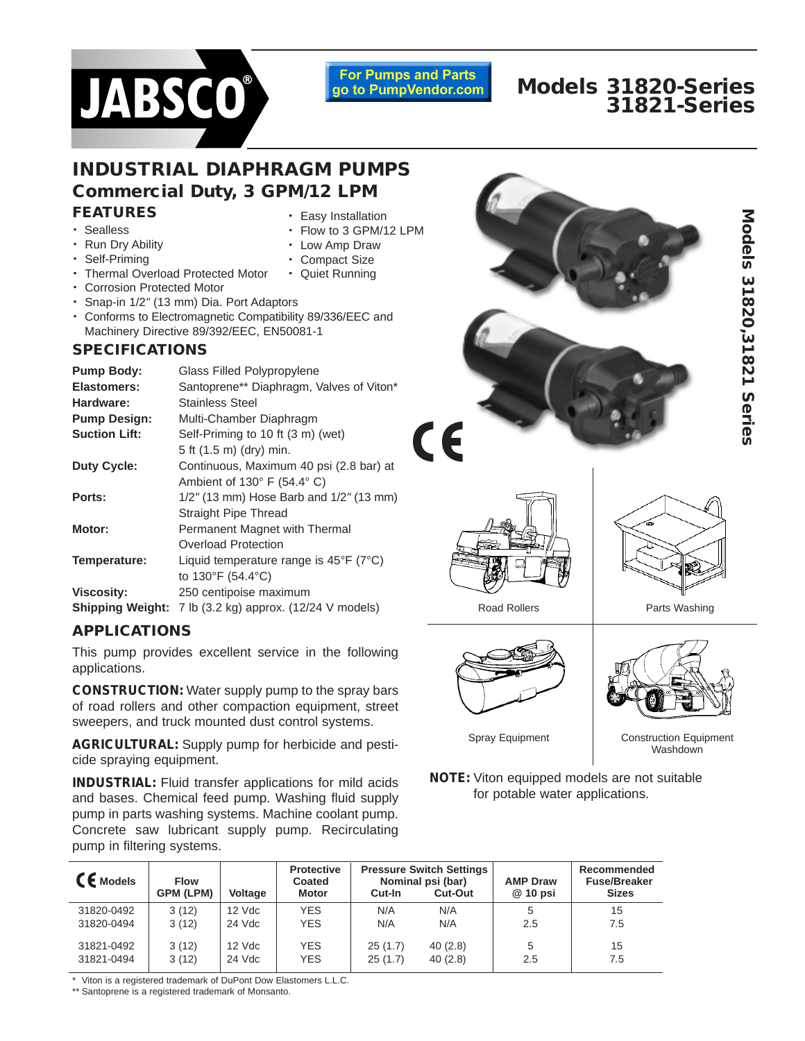JABSCO®

For Pumps and Parts go to PumpVendor.com

# Models 31820-Series 31821-Series

## INDUSTRIAL DIAPHRAGM PUMPS

### Commercial Duty, 3 GPM/12 LPM

### FEATURES

- Sealless
- Run Dry Ability
- Self-Priming
- Thermal Overload Protected Motor
- Corrosion Protected Motor
- Snap-in 1/2″ (13 mm) Dia. Port Adaptors
- Conforms to Electromagnetic Compatibility 89/336/EEC and Machinery Directive 89/392/EEC, EN50081-1
- Easy Installation
- Flow to 3 GPM/12 LPM
- Low Amp Draw
- Compact Size
- Quiet Running

### SPECIFICATIONS

| | |
|---|---|
| **Pump Body:** | Glass Filled Polypropylene |
| **Elastomers:** | Santoprene** Diaphragm, Valves of Viton* |
| **Hardware:** | Stainless Steel |
| **Pump Design:** | Multi-Chamber Diaphragm |
| **Suction Lift:** | Self-Priming to 10 ft (3 m) (wet) 5 ft (1.5 m) (dry) min. |
| **Duty Cycle:** | Continuous, Maximum 40 psi (2.8 bar) at Ambient of 130° F (54.4° C) |
| **Ports:** | 1/2″ (13 mm) Hose Barb and 1/2″ (13 mm) Straight Pipe Thread |
| **Motor:** | Permanent Magnet with Thermal Overload Protection |
| **Temperature:** | Liquid temperature range is 45°F (7°C) to 130°F (54.4°C) |
| **Viscosity:** | 250 centipoise maximum |
| **Shipping Weight:** | 7 lb (3.2 kg) approx. (12/24 V models) |

### APPLICATIONS

This pump provides excellent service in the following applications.

**CONSTRUCTION:** Water supply pump to the spray bars of road rollers and other compaction equipment, street sweepers, and truck mounted dust control systems.

**AGRICULTURAL:** Supply pump for herbicide and pesticide spraying equipment.

**INDUSTRIAL:** Fluid transfer applications for mild acids and bases. Chemical feed pump. Washing fluid supply pump in parts washing systems. Machine coolant pump. Concrete saw lubricant supply pump. Recirculating pump in filtering systems.

Road Rollers

Parts Washing

Spray Equipment

Construction Equipment Washdown

**NOTE:** Viton equipped models are not suitable for potable water applications.

| CE Models | Flow GPM (LPM) | Voltage | Protective Coated Motor | Pressure Switch Settings Nominal psi (bar) Cut-In | Cut-Out | AMP Draw @ 10 psi | Recommended Fuse/Breaker Sizes |
|---|---|---|---|---|---|---|---|
| 31820-0492 | 3 (12) | 12 Vdc | YES | N/A | N/A | 5 | 15 |
| 31820-0494 | 3 (12) | 24 Vdc | YES | N/A | N/A | 2.5 | 7.5 |
| 31821-0492 | 3 (12) | 12 Vdc | YES | 25 (1.7) | 40 (2.8) | 5 | 15 |
| 31821-0494 | 3 (12) | 24 Vdc | YES | 25 (1.7) | 40 (2.8) | 2.5 | 7.5 |

\* Viton is a registered trademark of DuPont Dow Elastomers L.L.C.
** Santoprene is a registered trademark of Monsanto.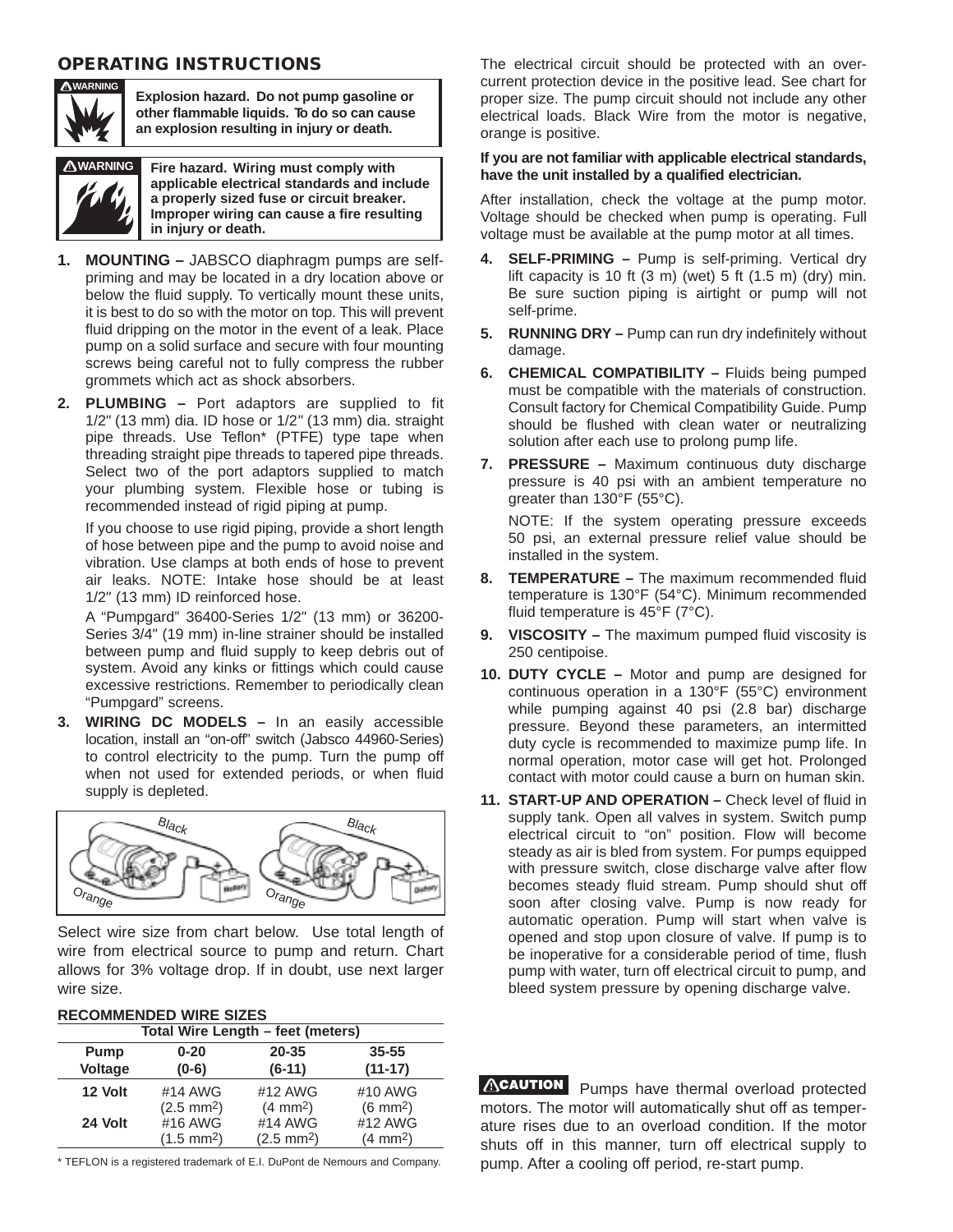## OPERATING INSTRUCTIONS

**WARNING** **Explosion hazard. Do not pump gasoline or other flammable liquids. To do so can cause an explosion resulting in injury or death.**

**WARNING** **Fire hazard. Wiring must comply with applicable electrical standards and include a properly sized fuse or circuit breaker. Improper wiring can cause a fire resulting in injury or death.**

1. **MOUNTING –** JABSCO diaphragm pumps are self-priming and may be located in a dry location above or below the fluid supply. To vertically mount these units, it is best to do so with the motor on top. This will prevent fluid dripping on the motor in the event of a leak. Place pump on a solid surface and secure with four mounting screws being careful not to fully compress the rubber grommets which act as shock absorbers.

2. **PLUMBING –** Port adaptors are supplied to fit 1/2″ (13 mm) dia. ID hose or 1/2″ (13 mm) dia. straight pipe threads. Use Teflon* (PTFE) type tape when threading straight pipe threads to tapered pipe threads. Select two of the port adaptors supplied to match your plumbing system. Flexible hose or tubing is recommended instead of rigid piping at pump.

   If you choose to use rigid piping, provide a short length of hose between pipe and the pump to avoid noise and vibration. Use clamps at both ends of hose to prevent air leaks. NOTE: Intake hose should be at least 1/2″ (13 mm) ID reinforced hose.

   A "Pumpgard" 36400-Series 1/2″ (13 mm) or 36200-Series 3/4″ (19 mm) in-line strainer should be installed between pump and fluid supply to keep debris out of system. Avoid any kinks or fittings which could cause excessive restrictions. Remember to periodically clean "Pumpgard" screens.

3. **WIRING DC MODELS –** In an easily accessible location, install an "on-off" switch (Jabsco 44960-Series) to control electricity to the pump. Turn the pump off when not used for extended periods, or when fluid supply is depleted.

Black Black
Orange Orange

Select wire size from chart below. Use total length of wire from electrical source to pump and return. Chart allows for 3% voltage drop. If in doubt, use next larger wire size.

**RECOMMENDED WIRE SIZES**

| | Total Wire Length – feet (meters) | | |
|---|---|---|---|
| **Pump Voltage** | **0-20 (0-6)** | **20-35 (6-11)** | **35-55 (11-17)** |
| **12 Volt** | #14 AWG ($2.5\ mm^2$) | #12 AWG ($4\ mm^2$) | #10 AWG ($6\ mm^2$) |
| **24 Volt** | #16 AWG ($1.5\ mm^2$) | #14 AWG ($2.5\ mm^2$) | #12 AWG ($4\ mm^2$) |

\* TEFLON is a registered trademark of E.I. DuPont de Nemours and Company.

The electrical circuit should be protected with an over-current protection device in the positive lead. See chart for proper size. The pump circuit should not include any other electrical loads. Black Wire from the motor is negative, orange is positive.

**If you are not familiar with applicable electrical standards, have the unit installed by a qualified electrician.**

After installation, check the voltage at the pump motor. Voltage should be checked when pump is operating. Full voltage must be available at the pump motor at all times.

4. **SELF-PRIMING –** Pump is self-priming. Vertical dry lift capacity is 10 ft (3 m) (wet) 5 ft (1.5 m) (dry) min. Be sure suction piping is airtight or pump will not self-prime.

5. **RUNNING DRY –** Pump can run dry indefinitely without damage.

6. **CHEMICAL COMPATIBILITY –** Fluids being pumped must be compatible with the materials of construction. Consult factory for Chemical Compatibility Guide. Pump should be flushed with clean water or neutralizing solution after each use to prolong pump life.

7. **PRESSURE –** Maximum continuous duty discharge pressure is 40 psi with an ambient temperature no greater than 130°F (55°C).

   NOTE: If the system operating pressure exceeds 50 psi, an external pressure relief value should be installed in the system.

8. **TEMPERATURE –** The maximum recommended fluid temperature is 130°F (54°C). Minimum recommended fluid temperature is 45°F (7°C).

9. **VISCOSITY –** The maximum pumped fluid viscosity is 250 centipoise.

10. **DUTY CYCLE –** Motor and pump are designed for continuous operation in a 130°F (55°C) environment while pumping against 40 psi (2.8 bar) discharge pressure. Beyond these parameters, an intermitted duty cycle is recommended to maximize pump life. In normal operation, motor case will get hot. Prolonged contact with motor could cause a burn on human skin.

11. **START-UP AND OPERATION –** Check level of fluid in supply tank. Open all valves in system. Switch pump electrical circuit to "on" position. Flow will become steady as air is bled from system. For pumps equipped with pressure switch, close discharge valve after flow becomes steady fluid stream. Pump should shut off soon after closing valve. Pump is now ready for automatic operation. Pump will start when valve is opened and stop upon closure of valve. If pump is to be inoperative for a considerable period of time, flush pump with water, turn off electrical circuit to pump, and bleed system pressure by opening discharge valve.

**CAUTION** Pumps have thermal overload protected motors. The motor will automatically shut off as temperature rises due to an overload condition. If the motor shuts off in this manner, turn off electrical supply to pump. After a cooling off period, re-start pump.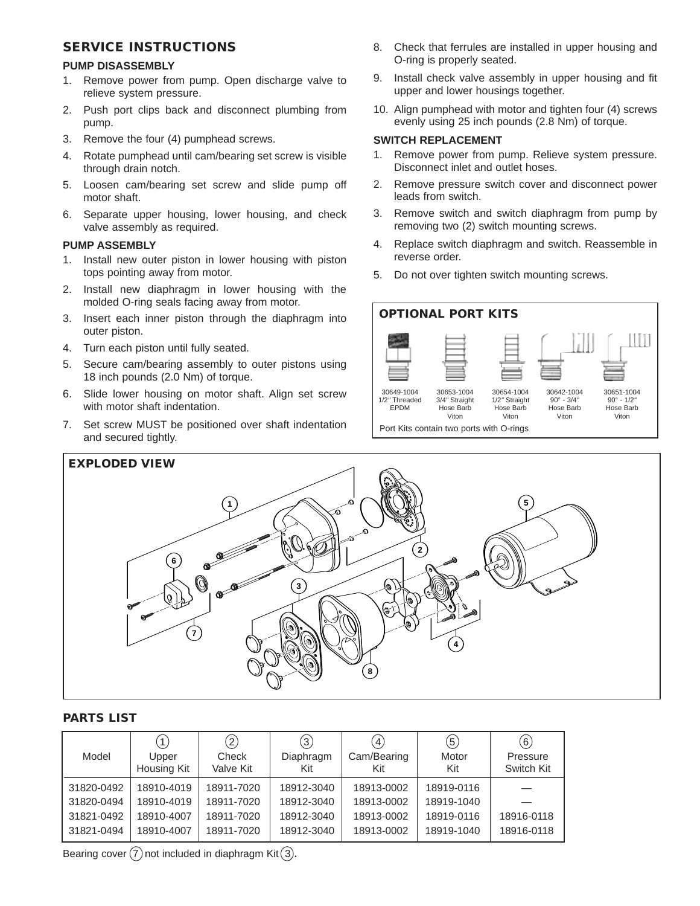## SERVICE INSTRUCTIONS

### PUMP DISASSEMBLY

1. Remove power from pump. Open discharge valve to relieve system pressure.
2. Push port clips back and disconnect plumbing from pump.
3. Remove the four (4) pumphead screws.
4. Rotate pumphead until cam/bearing set screw is visible through drain notch.
5. Loosen cam/bearing set screw and slide pump off motor shaft.
6. Separate upper housing, lower housing, and check valve assembly as required.

### PUMP ASSEMBLY

1. Install new outer piston in lower housing with piston tops pointing away from motor.
2. Install new diaphragm in lower housing with the molded O-ring seals facing away from motor.
3. Insert each inner piston through the diaphragm into outer piston.
4. Turn each piston until fully seated.
5. Secure cam/bearing assembly to outer pistons using 18 inch pounds (2.0 Nm) of torque.
6. Slide lower housing on motor shaft. Align set screw with motor shaft indentation.
7. Set screw MUST be positioned over shaft indentation and secured tightly.
8. Check that ferrules are installed in upper housing and O-ring is properly seated.
9. Install check valve assembly in upper housing and fit upper and lower housings together.
10. Align pumphead with motor and tighten four (4) screws evenly using 25 inch pounds (2.8 Nm) of torque.

### SWITCH REPLACEMENT

1. Remove power from pump. Relieve system pressure. Disconnect inlet and outlet hoses.
2. Remove pressure switch cover and disconnect power leads from switch.
3. Remove switch and switch diaphragm from pump by removing two (2) switch mounting screws.
4. Replace switch diaphragm and switch. Reassemble in reverse order.
5. Do not over tighten switch mounting screws.

## OPTIONAL PORT KITS

| 30649-1004 | 30653-1004 | 30654-1004 | 30642-1004 | 30651-1004 |
|---|---|---|---|---|
| 1/2" Threaded EPDM | 3/4" Straight Hose Barb Viton | 1/2" Straight Hose Barb Viton | 90° - 3/4" Hose Barb Viton | 90° - 1/2" Hose Barb Viton |

Port Kits contain two ports with O-rings

## EXPLODED VIEW

## PARTS LIST

| Model | (1) Upper Housing Kit | (2) Check Valve Kit | (3) Diaphragm Kit | (4) Cam/Bearing Kit | (5) Motor Kit | (6) Pressure Switch Kit |
|---|---|---|---|---|---|---|
| 31820-0492 | 18910-4019 | 18911-7020 | 18912-3040 | 18913-0002 | 18919-0116 | — |
| 31820-0494 | 18910-4019 | 18911-7020 | 18912-3040 | 18913-0002 | 18919-1040 | — |
| 31821-0492 | 18910-4007 | 18911-7020 | 18912-3040 | 18913-0002 | 18919-0116 | 18916-0118 |
| 31821-0494 | 18910-4007 | 18911-7020 | 18912-3040 | 18913-0002 | 18919-1040 | 18916-0118 |

Bearing cover (7) not included in diaphragm Kit (3).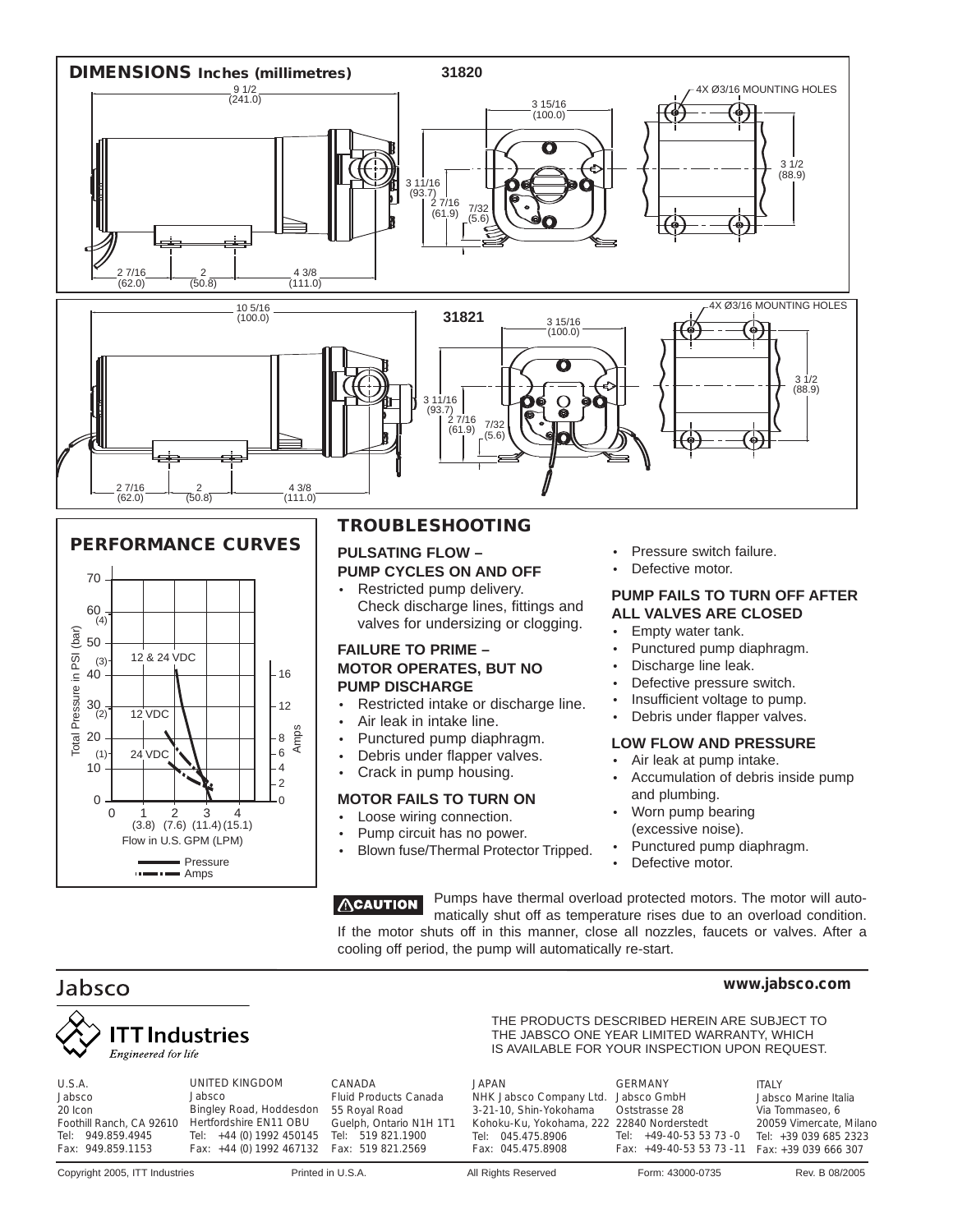## DIMENSIONS Inches (millimetres)

**31820**

9 1/2
(241.0)

3 15/16
(100.0)

4X Ø3/16 MOUNTING HOLES

3 1/2
(88.9)

3 11/16
(93.7)

2 7/16
(61.9)

7/32
(5.6)

2 7/16
(62.0)

2
(50.8)

4 3/8
(111.0)

**31821**

10 5/16
(100.0)

3 15/16
(100.0)

4X Ø3/16 MOUNTING HOLES

3 1/2
(88.9)

3 11/16
(93.7)

2 7/16
(61.9)

7/32
(5.6)

2 7/16
(62.0)

2
(50.8)

4 3/8
(111.0)

## PERFORMANCE CURVES

Total Pressure in PSI (bar)

70
60 (4)
50 (3)
40
30 (2)
20 (1)
10
0

12 & 24 VDC
12 VDC
24 VDC

Amps
16
12
8
6
4
2
0

0 1 2 3 4
(3.8) (7.6) (11.4) (15.1)

Flow in U.S. GPM (LPM)

Pressure
Amps

## TROUBLESHOOTING

### PULSATING FLOW – PUMP CYCLES ON AND OFF

- Restricted pump delivery. Check discharge lines, fittings and valves for undersizing or clogging.

### FAILURE TO PRIME – MOTOR OPERATES, BUT NO PUMP DISCHARGE

- Restricted intake or discharge line.
- Air leak in intake line.
- Punctured pump diaphragm.
- Debris under flapper valves.
- Crack in pump housing.

### MOTOR FAILS TO TURN ON

- Loose wiring connection.
- Pump circuit has no power.
- Blown fuse/Thermal Protector Tripped.
- Pressure switch failure.
- Defective motor.

### PUMP FAILS TO TURN OFF AFTER ALL VALVES ARE CLOSED

- Empty water tank.
- Punctured pump diaphragm.
- Discharge line leak.
- Defective pressure switch.
- Insufficient voltage to pump.
- Debris under flapper valves.

### LOW FLOW AND PRESSURE

- Air leak at pump intake.
- Accumulation of debris inside pump and plumbing.
- Worn pump bearing (excessive noise).
- Punctured pump diaphragm.
- Defective motor.

**⚠CAUTION** Pumps have thermal overload protected motors. The motor will automatically shut off as temperature rises due to an overload condition. If the motor shuts off in this manner, close all nozzles, faucets or valves. After a cooling off period, the pump will automatically re-start.

Jabsco

ITT Industries
*Engineered for life*

**www.jabsco.com**

THE PRODUCTS DESCRIBED HEREIN ARE SUBJECT TO THE JABSCO ONE YEAR LIMITED WARRANTY, WHICH IS AVAILABLE FOR YOUR INSPECTION UPON REQUEST.

U.S.A.
Jabsco
20 Icon
Foothill Ranch, CA 92610
Tel: 949.859.4945
Fax: 949.859.1153

UNITED KINGDOM
Jabsco
Bingley Road, Hoddesdon
Hertfordshire EN11 OBU
Tel: +44 (0) 1992 450145
Fax: +44 (0) 1992 467132

CANADA
Fluid Products Canada
55 Royal Road
Guelph, Ontario N1H 1T1
Tel: 519 821.1900
Fax: 519 821.2569

JAPAN
NHK Jabsco Company Ltd.
3-21-10, Shin-Yokohama
Kohoku-Ku, Yokohama, 222
Tel: 045.475.8906
Fax: 045.475.8908

GERMANY
Jabsco GmbH
Oststrasse 28
22840 Norderstedt
Tel: +49-40-53 53 73 -0
Fax: +49-40-53 53 73 -11

ITALY
Jabsco Marine Italia
Via Tommaseo, 6
20059 Vimercate, Milano
Tel: +39 039 685 2323
Fax: +39 039 666 307

Copyright 2005, ITT Industries  Printed in U.S.A.  All Rights Reserved  Form: 43000-0735  Rev. B 08/2005